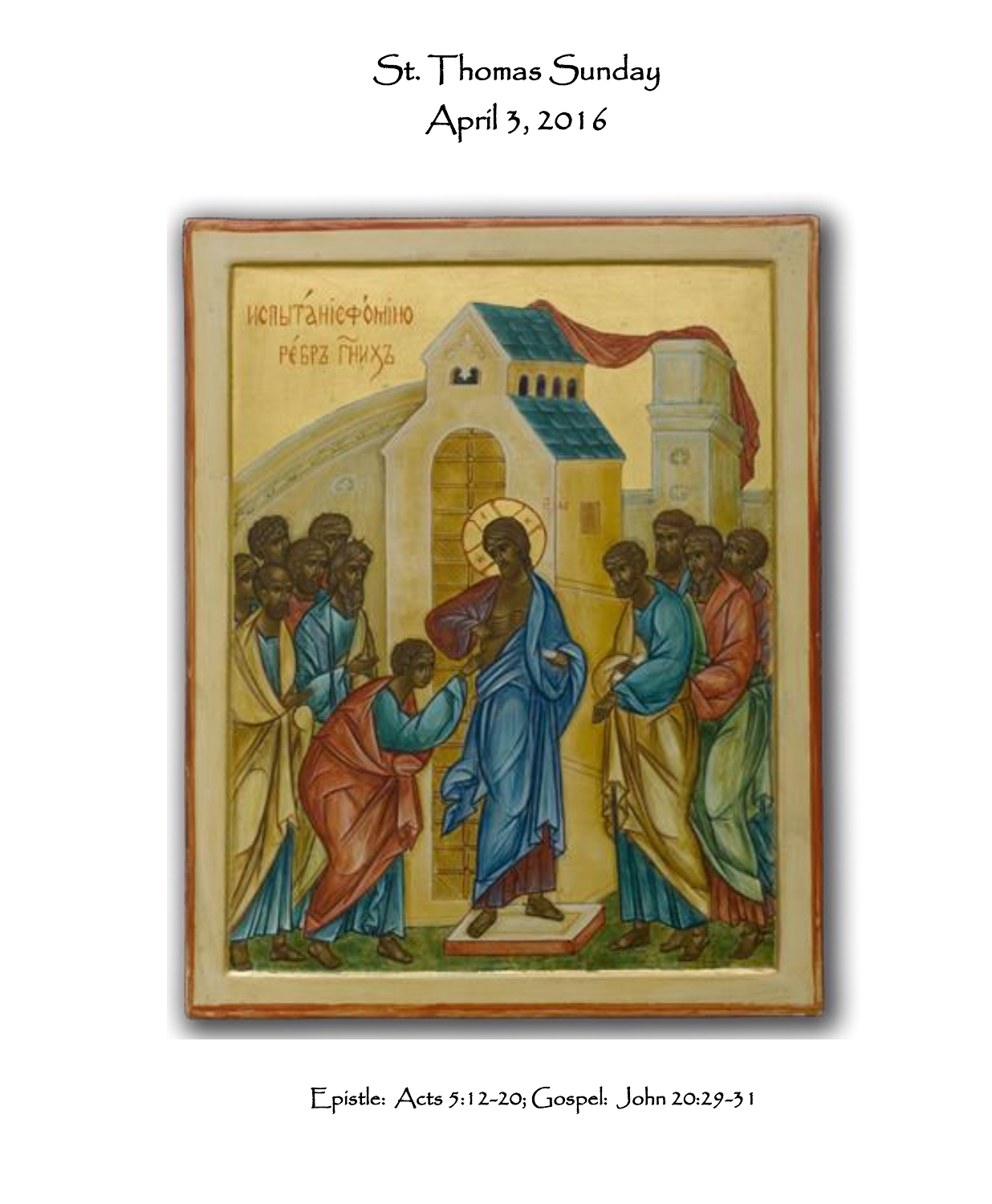# St. Thomas Sunday
# April 3, 2016

Epistle: Acts 5:12-20; Gospel: John 20:29-31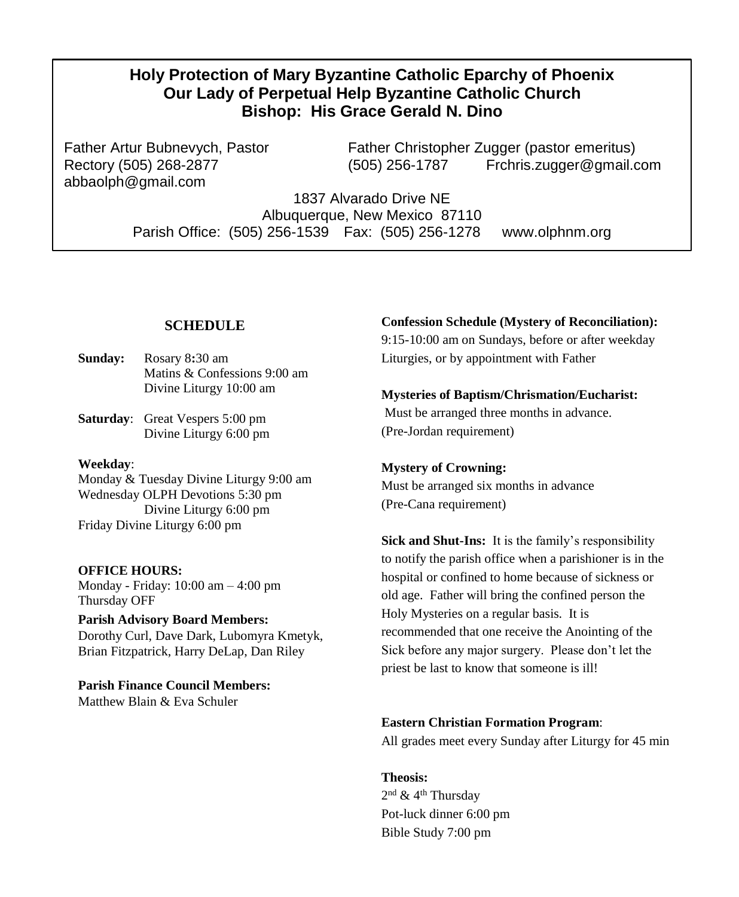# Holy Protection of Mary Byzantine Catholic Eparchy of Phoenix
# Our Lady of Perpetual Help Byzantine Catholic Church
# Bishop: His Grace Gerald N. Dino

Father Artur Bubnevych, Pastor
Rectory (505) 268-2877
abbaolph@gmail.com

Father Christopher Zugger (pastor emeritus)
(505) 256-1787 Frchris.zugger@gmail.com

1837 Alvarado Drive NE
Albuquerque, New Mexico 87110
Parish Office: (505) 256-1539 Fax: (505) 256-1278 www.olphnm.org

## SCHEDULE

**Sunday:** Rosary 8:30 am
Matins & Confessions 9:00 am
Divine Liturgy 10:00 am

**Saturday**: Great Vespers 5:00 pm
Divine Liturgy 6:00 pm

**Weekday**:
Monday & Tuesday Divine Liturgy 9:00 am
Wednesday OLPH Devotions 5:30 pm
Divine Liturgy 6:00 pm
Friday Divine Liturgy 6:00 pm

**OFFICE HOURS:**
Monday - Friday: 10:00 am – 4:00 pm
Thursday OFF

**Parish Advisory Board Members:**
Dorothy Curl, Dave Dark, Lubomyra Kmetyk, Brian Fitzpatrick, Harry DeLap, Dan Riley

**Parish Finance Council Members:**
Matthew Blain & Eva Schuler

**Confession Schedule (Mystery of Reconciliation):**
9:15-10:00 am on Sundays, before or after weekday Liturgies, or by appointment with Father

**Mysteries of Baptism/Chrismation/Eucharist:**
Must be arranged three months in advance.
(Pre-Jordan requirement)

**Mystery of Crowning:**
Must be arranged six months in advance
(Pre-Cana requirement)

**Sick and Shut-Ins:** It is the family's responsibility to notify the parish office when a parishioner is in the hospital or confined to home because of sickness or old age. Father will bring the confined person the Holy Mysteries on a regular basis. It is recommended that one receive the Anointing of the Sick before any major surgery. Please don't let the priest be last to know that someone is ill!

**Eastern Christian Formation Program**:
All grades meet every Sunday after Liturgy for 45 min

**Theosis:**
2nd & 4th Thursday
Pot-luck dinner 6:00 pm
Bible Study 7:00 pm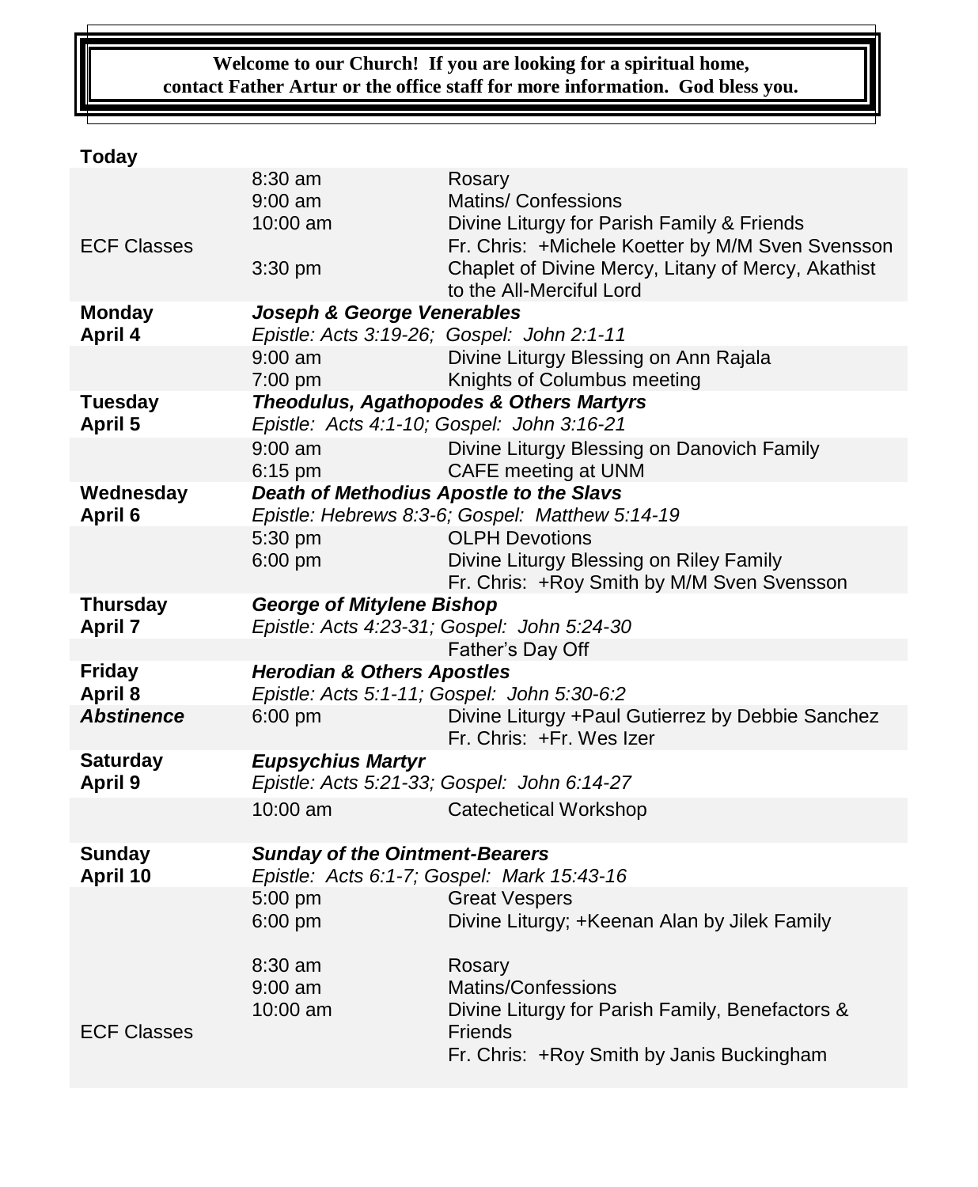**Welcome to our Church! If you are looking for a spiritual home, contact Father Artur or the office staff for more information. God bless you.**

| Day | Time | Event |
|---|---|---|
| **Today** | | |
| | 8:30 am | Rosary |
| | 9:00 am | Matins/ Confessions |
| | 10:00 am | Divine Liturgy for Parish Family & Friends |
| ECF Classes | | Fr. Chris: +Michele Koetter by M/M Sven Svensson |
| | 3:30 pm | Chaplet of Divine Mercy, Litany of Mercy, Akathist to the All-Merciful Lord |
| **Monday** | ***Joseph & George Venerables*** | |
| **April 4** | *Epistle: Acts 3:19-26; Gospel: John 2:1-11* | |
| | 9:00 am | Divine Liturgy Blessing on Ann Rajala |
| | 7:00 pm | Knights of Columbus meeting |
| **Tuesday** | ***Theodulus, Agathopodes & Others Martyrs*** | |
| **April 5** | *Epistle: Acts 4:1-10; Gospel: John 3:16-21* | |
| | 9:00 am | Divine Liturgy Blessing on Danovich Family |
| | 6:15 pm | CAFE meeting at UNM |
| **Wednesday** | ***Death of Methodius Apostle to the Slavs*** | |
| **April 6** | *Epistle: Hebrews 8:3-6; Gospel: Matthew 5:14-19* | |
| | 5:30 pm | OLPH Devotions |
| | 6:00 pm | Divine Liturgy Blessing on Riley Family |
| | | Fr. Chris: +Roy Smith by M/M Sven Svensson |
| **Thursday** | ***George of Mitylene Bishop*** | |
| **April 7** | *Epistle: Acts 4:23-31; Gospel: John 5:24-30* | |
| | | Father's Day Off |
| **Friday** | ***Herodian & Others Apostles*** | |
| **April 8** | *Epistle: Acts 5:1-11; Gospel: John 5:30-6:2* | |
| ***Abstinence*** | 6:00 pm | Divine Liturgy +Paul Gutierrez by Debbie Sanchez |
| | | Fr. Chris: +Fr. Wes Izer |
| **Saturday** | ***Eupsychius Martyr*** | |
| **April 9** | *Epistle: Acts 5:21-33; Gospel: John 6:14-27* | |
| | 10:00 am | Catechetical Workshop |
| **Sunday** | ***Sunday of the Ointment-Bearers*** | |
| **April 10** | *Epistle: Acts 6:1-7; Gospel: Mark 15:43-16* | |
| | 5:00 pm | Great Vespers |
| | 6:00 pm | Divine Liturgy; +Keenan Alan by Jilek Family |
| | 8:30 am | Rosary |
| | 9:00 am | Matins/Confessions |
| | 10:00 am | Divine Liturgy for Parish Family, Benefactors & Friends |
| ECF Classes | | Fr. Chris: +Roy Smith by Janis Buckingham |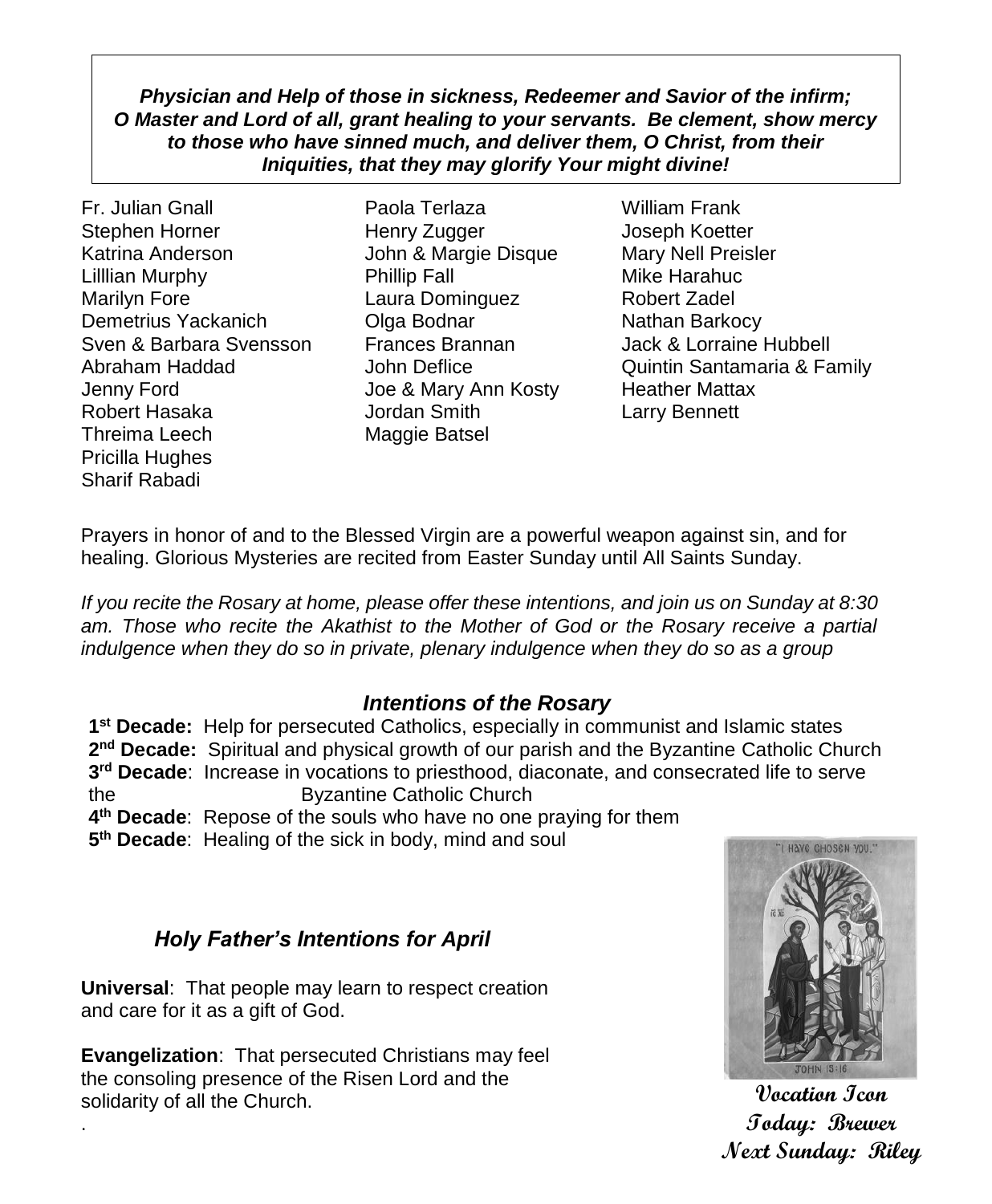***Physician and Help of those in sickness, Redeemer and Savior of the infirm; O Master and Lord of all, grant healing to your servants. Be clement, show mercy to those who have sinned much, and deliver them, O Christ, from their Iniquities, that they may glorify Your might divine!***

Fr. Julian Gnall
Stephen Horner
Katrina Anderson
Lilllian Murphy
Marilyn Fore
Demetrius Yackanich
Sven & Barbara Svensson
Abraham Haddad
Jenny Ford
Robert Hasaka
Threima Leech
Pricilla Hughes
Sharif Rabadi
Paola Terlaza
Henry Zugger
John & Margie Disque
Phillip Fall
Laura Dominguez
Olga Bodnar
Frances Brannan
John Deflice
Joe & Mary Ann Kosty
Jordan Smith
Maggie Batsel
William Frank
Joseph Koetter
Mary Nell Preisler
Mike Harahuc
Robert Zadel
Nathan Barkocy
Jack & Lorraine Hubbell
Quintin Santamaria & Family
Heather Mattax
Larry Bennett

Prayers in honor of and to the Blessed Virgin are a powerful weapon against sin, and for healing. Glorious Mysteries are recited from Easter Sunday until All Saints Sunday.

*If you recite the Rosary at home, please offer these intentions, and join us on Sunday at 8:30 am. Those who recite the Akathist to the Mother of God or the Rosary receive a partial indulgence when they do so in private, plenary indulgence when they do so as a group*

## *Intentions of the Rosary*

**1st Decade:** Help for persecuted Catholics, especially in communist and Islamic states
**2nd Decade:** Spiritual and physical growth of our parish and the Byzantine Catholic Church
**3rd Decade**: Increase in vocations to priesthood, diaconate, and consecrated life to serve the Byzantine Catholic Church
**4th Decade**: Repose of the souls who have no one praying for them
**5th Decade**: Healing of the sick in body, mind and soul

## *Holy Father's Intentions for April*

**Universal**: That people may learn to respect creation and care for it as a gift of God.

**Evangelization**: That persecuted Christians may feel the consoling presence of the Risen Lord and the solidarity of all the Church.

**Vocation Icon**
**Today: Brewer**
**Next Sunday: Riley**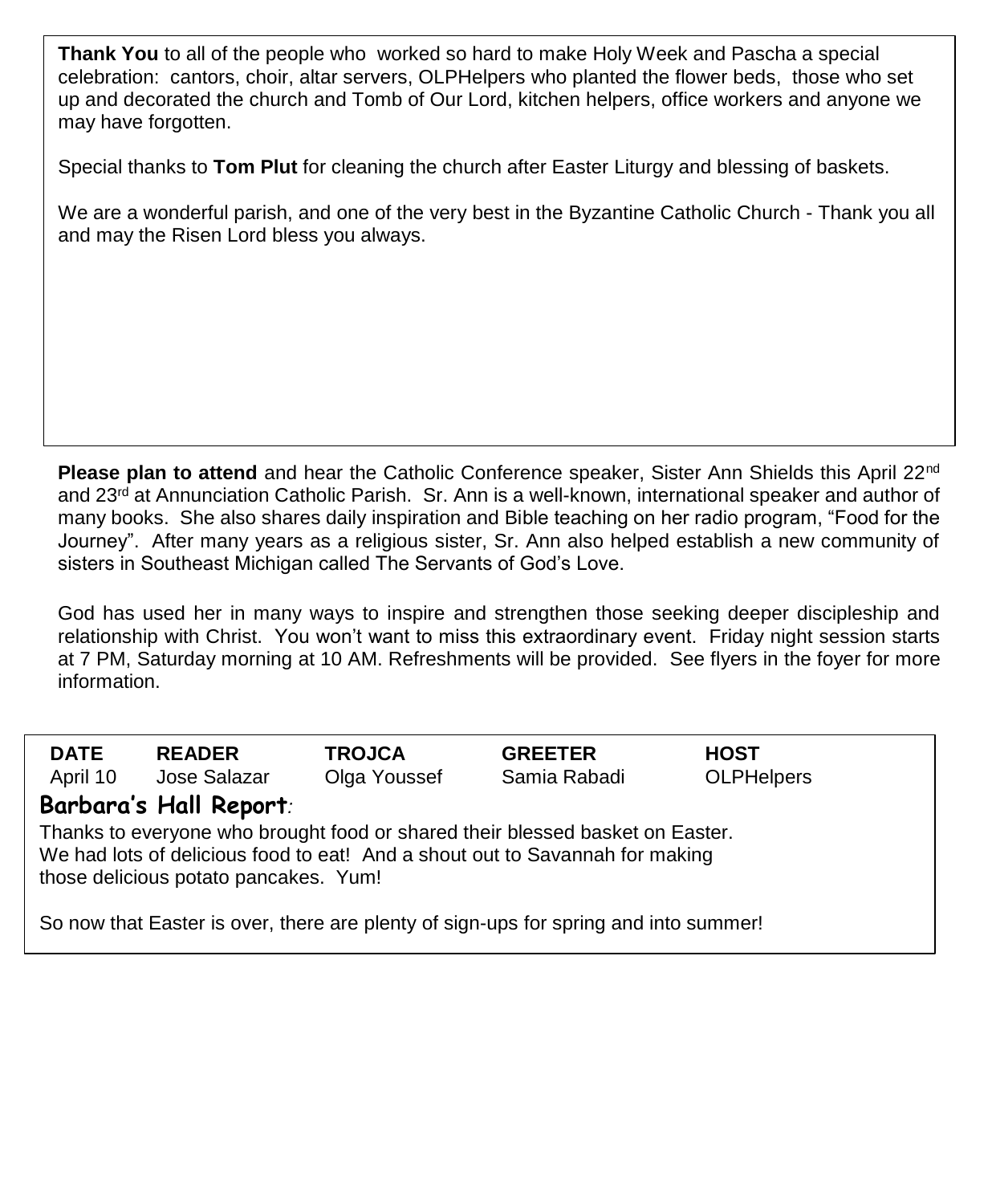**Thank You** to all of the people who worked so hard to make Holy Week and Pascha a special celebration: cantors, choir, altar servers, OLPHelpers who planted the flower beds, those who set up and decorated the church and Tomb of Our Lord, kitchen helpers, office workers and anyone we may have forgotten.

Special thanks to **Tom Plut** for cleaning the church after Easter Liturgy and blessing of baskets.

We are a wonderful parish, and one of the very best in the Byzantine Catholic Church - Thank you all and may the Risen Lord bless you always.

**Please plan to attend** and hear the Catholic Conference speaker, Sister Ann Shields this April 22nd and 23rd at Annunciation Catholic Parish. Sr. Ann is a well-known, international speaker and author of many books. She also shares daily inspiration and Bible teaching on her radio program, "Food for the Journey". After many years as a religious sister, Sr. Ann also helped establish a new community of sisters in Southeast Michigan called The Servants of God's Love.

God has used her in many ways to inspire and strengthen those seeking deeper discipleship and relationship with Christ. You won't want to miss this extraordinary event. Friday night session starts at 7 PM, Saturday morning at 10 AM. Refreshments will be provided. See flyers in the foyer for more information.

| DATE | READER | TROJCA | GREETER | HOST |
| --- | --- | --- | --- | --- |
| April 10 | Jose Salazar | Olga Youssef | Samia Rabadi | OLPHelpers |

**Barbara's Hall Report***:*

Thanks to everyone who brought food or shared their blessed basket on Easter. We had lots of delicious food to eat! And a shout out to Savannah for making those delicious potato pancakes. Yum!

So now that Easter is over, there are plenty of sign-ups for spring and into summer!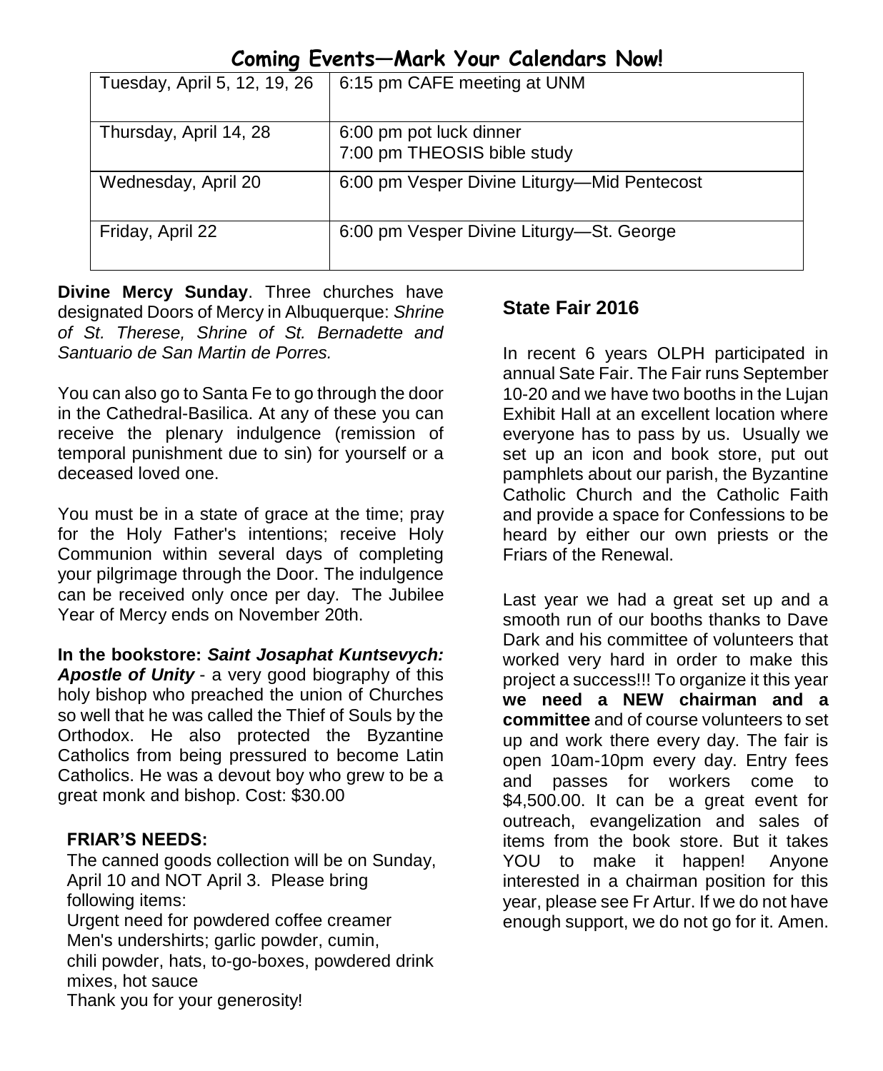## Coming Events—Mark Your Calendars Now!

| Tuesday, April 5, 12, 19, 26 | 6:15 pm CAFE meeting at UNM |
|---|---|
| Thursday, April 14, 28 | 6:00 pm pot luck dinner<br>7:00 pm THEOSIS bible study |
| Wednesday, April 20 | 6:00 pm Vesper Divine Liturgy—Mid Pentecost |
| Friday, April 22 | 6:00 pm Vesper Divine Liturgy—St. George |

**Divine Mercy Sunday**. Three churches have designated Doors of Mercy in Albuquerque: *Shrine of St. Therese, Shrine of St. Bernadette and Santuario de San Martin de Porres.*

You can also go to Santa Fe to go through the door in the Cathedral-Basilica. At any of these you can receive the plenary indulgence (remission of temporal punishment due to sin) for yourself or a deceased loved one.

You must be in a state of grace at the time; pray for the Holy Father's intentions; receive Holy Communion within several days of completing your pilgrimage through the Door. The indulgence can be received only once per day. The Jubilee Year of Mercy ends on November 20th.

**In the bookstore: *Saint Josaphat Kuntsevych: Apostle of Unity*** - a very good biography of this holy bishop who preached the union of Churches so well that he was called the Thief of Souls by the Orthodox. He also protected the Byzantine Catholics from being pressured to become Latin Catholics. He was a devout boy who grew to be a great monk and bishop. Cost: $30.00

**FRIAR'S NEEDS:**

The canned goods collection will be on Sunday, April 10 and NOT April 3. Please bring following items:
Urgent need for powdered coffee creamer
Men's undershirts; garlic powder, cumin,
chili powder, hats, to-go-boxes, powdered drink mixes, hot sauce
Thank you for your generosity!

### State Fair 2016

In recent 6 years OLPH participated in annual Sate Fair. The Fair runs September 10-20 and we have two booths in the Lujan Exhibit Hall at an excellent location where everyone has to pass by us. Usually we set up an icon and book store, put out pamphlets about our parish, the Byzantine Catholic Church and the Catholic Faith and provide a space for Confessions to be heard by either our own priests or the Friars of the Renewal.

Last year we had a great set up and a smooth run of our booths thanks to Dave Dark and his committee of volunteers that worked very hard in order to make this project a success!!! To organize it this year **we need a NEW chairman and a committee** and of course volunteers to set up and work there every day. The fair is open 10am-10pm every day. Entry fees and passes for workers come to $4,500.00. It can be a great event for outreach, evangelization and sales of items from the book store. But it takes YOU to make it happen! Anyone interested in a chairman position for this year, please see Fr Artur. If we do not have enough support, we do not go for it. Amen.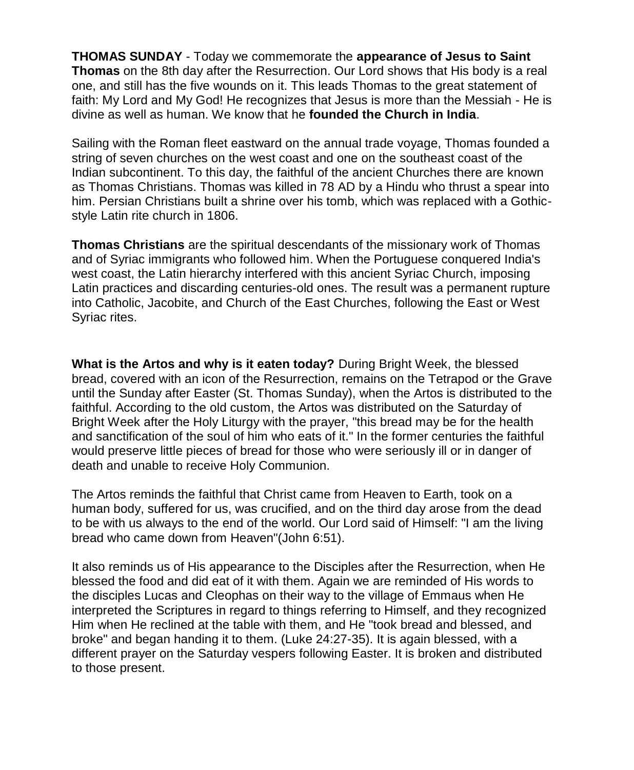**THOMAS SUNDAY** - Today we commemorate the **appearance of Jesus to Saint Thomas** on the 8th day after the Resurrection. Our Lord shows that His body is a real one, and still has the five wounds on it. This leads Thomas to the great statement of faith: My Lord and My God! He recognizes that Jesus is more than the Messiah - He is divine as well as human. We know that he **founded the Church in India**.

Sailing with the Roman fleet eastward on the annual trade voyage, Thomas founded a string of seven churches on the west coast and one on the southeast coast of the Indian subcontinent. To this day, the faithful of the ancient Churches there are known as Thomas Christians. Thomas was killed in 78 AD by a Hindu who thrust a spear into him. Persian Christians built a shrine over his tomb, which was replaced with a Gothic-style Latin rite church in 1806.

**Thomas Christians** are the spiritual descendants of the missionary work of Thomas and of Syriac immigrants who followed him. When the Portuguese conquered India's west coast, the Latin hierarchy interfered with this ancient Syriac Church, imposing Latin practices and discarding centuries-old ones. The result was a permanent rupture into Catholic, Jacobite, and Church of the East Churches, following the East or West Syriac rites.

**What is the Artos and why is it eaten today?** During Bright Week, the blessed bread, covered with an icon of the Resurrection, remains on the Tetrapod or the Grave until the Sunday after Easter (St. Thomas Sunday), when the Artos is distributed to the faithful. According to the old custom, the Artos was distributed on the Saturday of Bright Week after the Holy Liturgy with the prayer, "this bread may be for the health and sanctification of the soul of him who eats of it." In the former centuries the faithful would preserve little pieces of bread for those who were seriously ill or in danger of death and unable to receive Holy Communion.

The Artos reminds the faithful that Christ came from Heaven to Earth, took on a human body, suffered for us, was crucified, and on the third day arose from the dead to be with us always to the end of the world. Our Lord said of Himself: "I am the living bread who came down from Heaven"(John 6:51).

It also reminds us of His appearance to the Disciples after the Resurrection, when He blessed the food and did eat of it with them. Again we are reminded of His words to the disciples Lucas and Cleophas on their way to the village of Emmaus when He interpreted the Scriptures in regard to things referring to Himself, and they recognized Him when He reclined at the table with them, and He "took bread and blessed, and broke" and began handing it to them. (Luke 24:27-35). It is again blessed, with a different prayer on the Saturday vespers following Easter. It is broken and distributed to those present.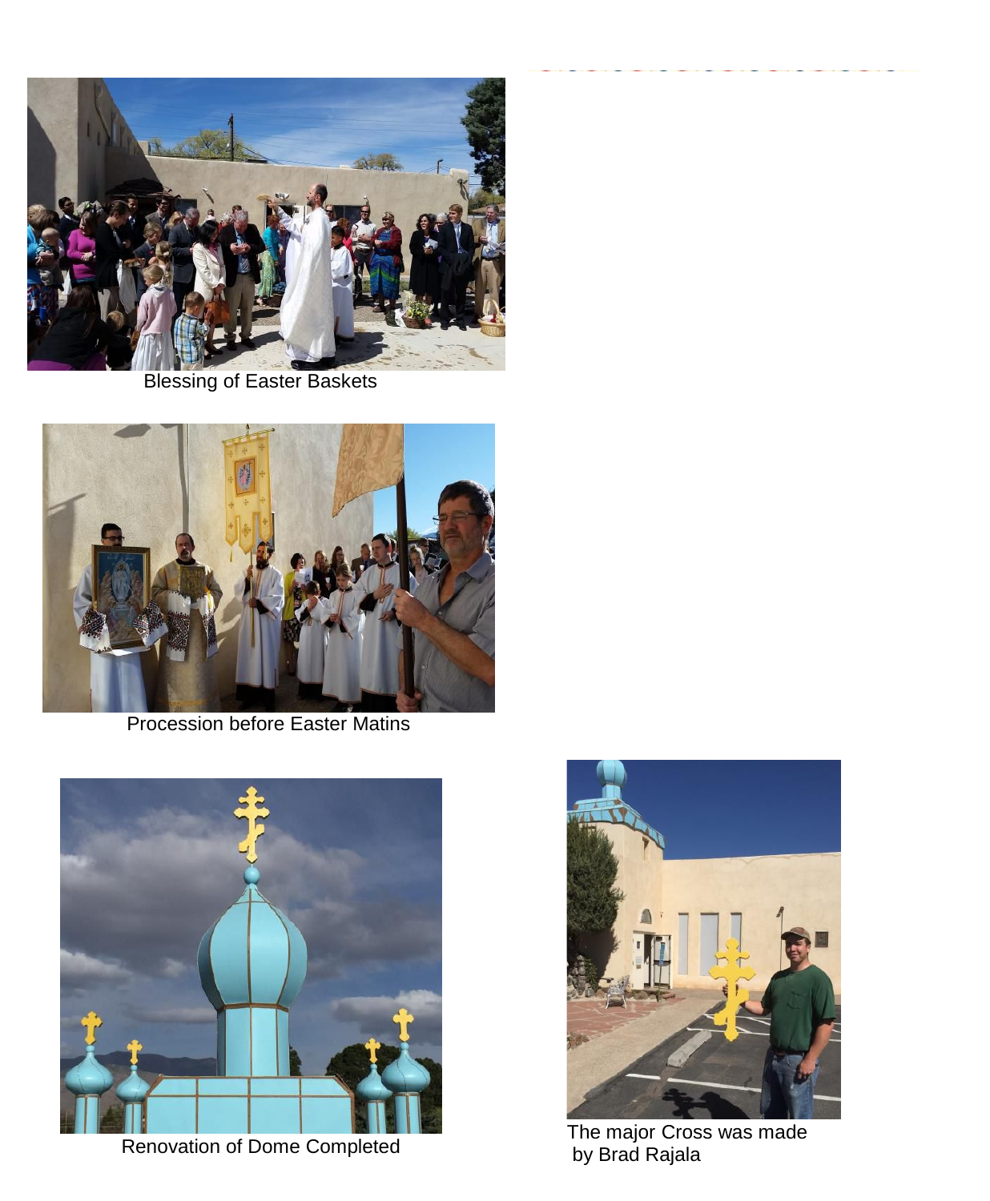Blessing of Easter Baskets

Procession before Easter Matins

Renovation of Dome Completed

The major Cross was made by Brad Rajala